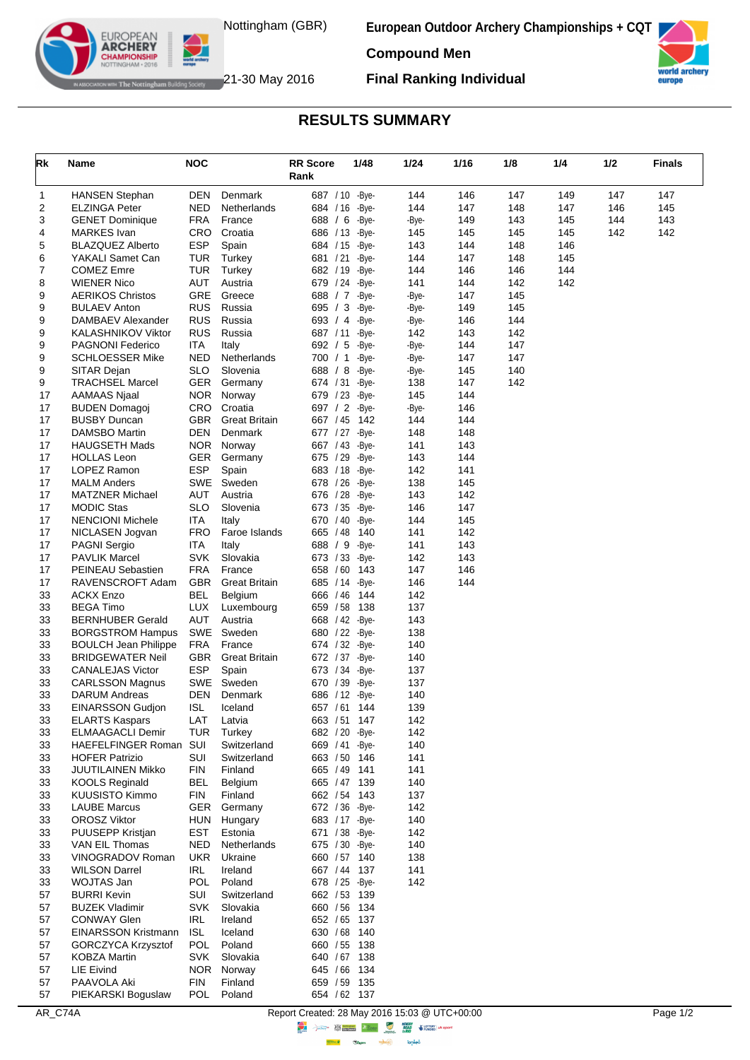Nottingham (GBR)

21-30 May 2016

**European Outdoor Archery Championships + CQT**

**Compound Men**

**Final Ranking Individual**

## RESULTS SUMMARY

| Rk | Name | NOC | | RR Score Rank | 1/48 | 1/24 | 1/16 | 1/8 | 1/4 | 1/2 | Finals |
|---|---|---|---|---|---|---|---|---|---|---|---|
| 1 | HANSEN Stephan | DEN | Denmark | 687 / 10 | -Bye- | 144 | 146 | 147 | 149 | 147 | 147 |
| 2 | ELZINGA Peter | NED | Netherlands | 684 / 16 | -Bye- | 144 | 147 | 148 | 147 | 146 | 145 |
| 3 | GENET Dominique | FRA | France | 688 / 6 | -Bye- | -Bye- | 149 | 143 | 145 | 144 | 143 |
| 4 | MARKES Ivan | CRO | Croatia | 686 / 13 | -Bye- | 145 | 145 | 145 | 145 | 142 | 142 |
| 5 | BLAZQUEZ Alberto | ESP | Spain | 684 / 15 | -Bye- | 143 | 144 | 148 | 146 | | |
| 6 | YAKALI Samet Can | TUR | Turkey | 681 / 21 | -Bye- | 144 | 147 | 148 | 145 | | |
| 7 | COMEZ Emre | TUR | Turkey | 682 / 19 | -Bye- | 144 | 146 | 146 | 144 | | |
| 8 | WIENER Nico | AUT | Austria | 679 / 24 | -Bye- | 141 | 144 | 142 | 142 | | |
| 9 | AERIKOS Christos | GRE | Greece | 688 / 7 | -Bye- | -Bye- | 147 | 145 | | | |
| 9 | BULAEV Anton | RUS | Russia | 695 / 3 | -Bye- | -Bye- | 149 | 145 | | | |
| 9 | DAMBAEV Alexander | RUS | Russia | 693 / 4 | -Bye- | -Bye- | 146 | 144 | | | |
| 9 | KALASHNIKOV Viktor | RUS | Russia | 687 / 11 | -Bye- | 142 | 143 | 142 | | | |
| 9 | PAGNONI Federico | ITA | Italy | 692 / 5 | -Bye- | -Bye- | 144 | 147 | | | |
| 9 | SCHLOESSER Mike | NED | Netherlands | 700 / 1 | -Bye- | -Bye- | 147 | 147 | | | |
| 9 | SITAR Dejan | SLO | Slovenia | 688 / 8 | -Bye- | -Bye- | 145 | 140 | | | |
| 9 | TRACHSEL Marcel | GER | Germany | 674 / 31 | -Bye- | 138 | 147 | 142 | | | |
| 17 | AAMAAS Njaal | NOR | Norway | 679 / 23 | -Bye- | 145 | 144 | | | | |
| 17 | BUDEN Domagoj | CRO | Croatia | 697 / 2 | -Bye- | -Bye- | 146 | | | | |
| 17 | BUSBY Duncan | GBR | Great Britain | 667 / 45 | 142 | 144 | 144 | | | | |
| 17 | DAMSBO Martin | DEN | Denmark | 677 / 27 | -Bye- | 148 | 148 | | | | |
| 17 | HAUGSETH Mads | NOR | Norway | 667 / 43 | -Bye- | 141 | 143 | | | | |
| 17 | HOLLAS Leon | GER | Germany | 675 / 29 | -Bye- | 143 | 144 | | | | |
| 17 | LOPEZ Ramon | ESP | Spain | 683 / 18 | -Bye- | 142 | 141 | | | | |
| 17 | MALM Anders | SWE | Sweden | 678 / 26 | -Bye- | 138 | 145 | | | | |
| 17 | MATZNER Michael | AUT | Austria | 676 / 28 | -Bye- | 143 | 142 | | | | |
| 17 | MODIC Stas | SLO | Slovenia | 673 / 35 | -Bye- | 146 | 147 | | | | |
| 17 | NENCIONI Michele | ITA | Italy | 670 / 40 | -Bye- | 144 | 145 | | | | |
| 17 | NICLASEN Jogvan | FRO | Faroe Islands | 665 / 48 | 140 | 141 | 142 | | | | |
| 17 | PAGNI Sergio | ITA | Italy | 688 / 9 | -Bye- | 141 | 143 | | | | |
| 17 | PAVLIK Marcel | SVK | Slovakia | 673 / 33 | -Bye- | 142 | 143 | | | | |
| 17 | PEINEAU Sebastien | FRA | France | 658 / 60 | 143 | 147 | 146 | | | | |
| 17 | RAVENSCROFT Adam | GBR | Great Britain | 685 / 14 | -Bye- | 146 | 144 | | | | |
| 33 | ACKX Enzo | BEL | Belgium | 666 / 46 | 144 | 142 | | | | | |
| 33 | BEGA Timo | LUX | Luxembourg | 659 / 58 | 138 | 137 | | | | | |
| 33 | BERNHUBER Gerald | AUT | Austria | 668 / 42 | -Bye- | 143 | | | | | |
| 33 | BORGSTROM Hampus | SWE | Sweden | 680 / 22 | -Bye- | 138 | | | | | |
| 33 | BOULCH Jean Philippe | FRA | France | 674 / 32 | -Bye- | 140 | | | | | |
| 33 | BRIDGEWATER Neil | GBR | Great Britain | 672 / 37 | -Bye- | 140 | | | | | |
| 33 | CANALEJAS Victor | ESP | Spain | 673 / 34 | -Bye- | 137 | | | | | |
| 33 | CARLSSON Magnus | SWE | Sweden | 670 / 39 | -Bye- | 137 | | | | | |
| 33 | DARUM Andreas | DEN | Denmark | 686 / 12 | -Bye- | 140 | | | | | |
| 33 | EINARSSON Gudjon | ISL | Iceland | 657 / 61 | 144 | 139 | | | | | |
| 33 | ELARTS Kaspars | LAT | Latvia | 663 / 51 | 147 | 142 | | | | | |
| 33 | ELMAAGACLI Demir | TUR | Turkey | 682 / 20 | -Bye- | 142 | | | | | |
| 33 | HAEFELFINGER Roman | SUI | Switzerland | 669 / 41 | -Bye- | 140 | | | | | |
| 33 | HOFER Patrizio | SUI | Switzerland | 663 / 50 | 146 | 141 | | | | | |
| 33 | JUUTILAINEN Mikko | FIN | Finland | 665 / 49 | 141 | 141 | | | | | |
| 33 | KOOLS Reginald | BEL | Belgium | 665 / 47 | 139 | 140 | | | | | |
| 33 | KUUSISTO Kimmo | FIN | Finland | 662 / 54 | 143 | 137 | | | | | |
| 33 | LAUBE Marcus | GER | Germany | 672 / 36 | -Bye- | 142 | | | | | |
| 33 | OROSZ Viktor | HUN | Hungary | 683 / 17 | -Bye- | 140 | | | | | |
| 33 | PUUSEPP Kristjan | EST | Estonia | 671 / 38 | -Bye- | 142 | | | | | |
| 33 | VAN EIL Thomas | NED | Netherlands | 675 / 30 | -Bye- | 140 | | | | | |
| 33 | VINOGRADOV Roman | UKR | Ukraine | 660 / 57 | 140 | 138 | | | | | |
| 33 | WILSON Darrel | IRL | Ireland | 667 / 44 | 137 | 141 | | | | | |
| 33 | WOJTAS Jan | POL | Poland | 678 / 25 | -Bye- | 142 | | | | | |
| 57 | BURRI Kevin | SUI | Switzerland | 662 / 53 | 139 | | | | | | |
| 57 | BUZEK Vladimir | SVK | Slovakia | 660 / 56 | 134 | | | | | | |
| 57 | CONWAY Glen | IRL | Ireland | 652 / 65 | 137 | | | | | | |
| 57 | EINARSSON Kristmann | ISL | Iceland | 630 / 68 | 140 | | | | | | |
| 57 | GORCZYCA Krzysztof | POL | Poland | 660 / 55 | 138 | | | | | | |
| 57 | KOBZA Martin | SVK | Slovakia | 640 / 67 | 138 | | | | | | |
| 57 | LIE Eivind | NOR | Norway | 645 / 66 | 134 | | | | | | |
| 57 | PAAVOLA Aki | FIN | Finland | 659 / 59 | 135 | | | | | | |
| 57 | PIEKARSKI Boguslaw | POL | Poland | 654 / 62 | 137 | | | | | | |

AR_C74A Report Created: 28 May 2016 15:03 @ UTC+00:00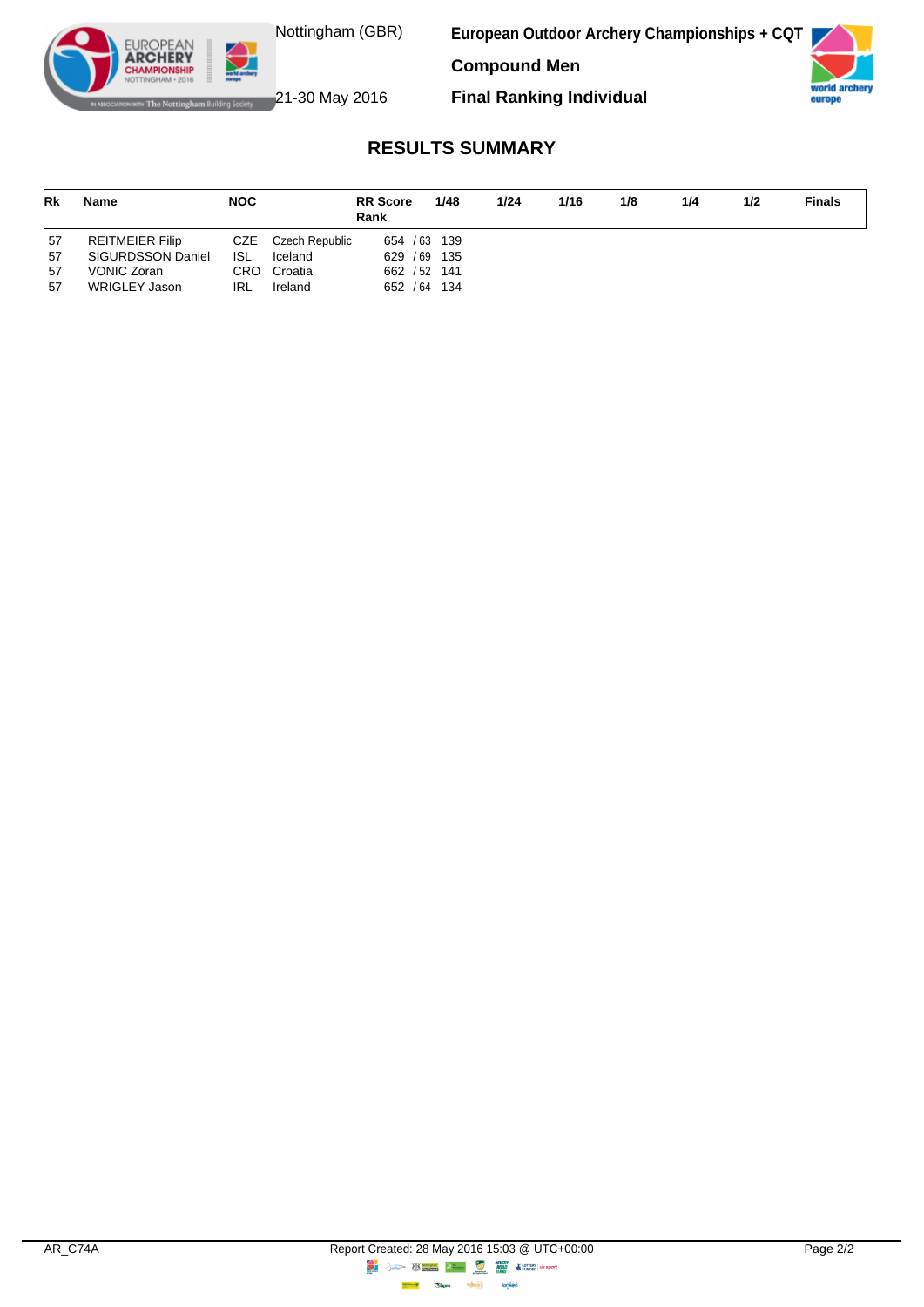## RESULTS SUMMARY

| Rk | Name | NOC | | RR Score Rank | | 1/48 | 1/24 | 1/16 | 1/8 | 1/4 | 1/2 | Finals |
|---|---|---|---|---|---|---|---|---|---|---|---|---|
| 57 | REITMEIER Filip | CZE | Czech Republic | 654 | /63 | 139 | | | | | | |
| 57 | SIGURDSSON Daniel | ISL | Iceland | 629 | /69 | 135 | | | | | | |
| 57 | VONIC Zoran | CRO | Croatia | 662 | /52 | 141 | | | | | | |
| 57 | WRIGLEY Jason | IRL | Ireland | 652 | /64 | 134 | | | | | | |

AR_C74A Report Created: 28 May 2016 15:03 @ UTC+00:00